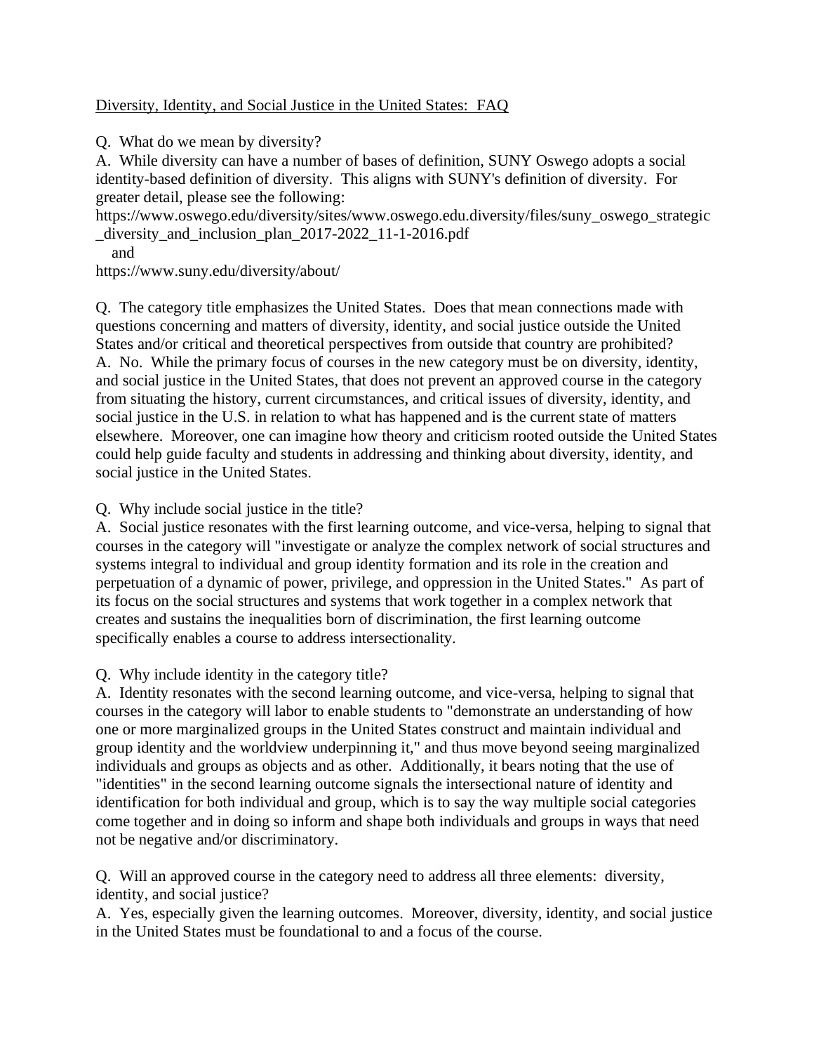Diversity, Identity, and Social Justice in the United States: FAQ

Q. What do we mean by diversity?
A. While diversity can have a number of bases of definition, SUNY Oswego adopts a social identity-based definition of diversity. This aligns with SUNY's definition of diversity. For greater detail, please see the following:
https://www.oswego.edu/diversity/sites/www.oswego.edu.diversity/files/suny_oswego_strategic_diversity_and_inclusion_plan_2017-2022_11-1-2016.pdf
and
https://www.suny.edu/diversity/about/

Q. The category title emphasizes the United States. Does that mean connections made with questions concerning and matters of diversity, identity, and social justice outside the United States and/or critical and theoretical perspectives from outside that country are prohibited?
A. No. While the primary focus of courses in the new category must be on diversity, identity, and social justice in the United States, that does not prevent an approved course in the category from situating the history, current circumstances, and critical issues of diversity, identity, and social justice in the U.S. in relation to what has happened and is the current state of matters elsewhere. Moreover, one can imagine how theory and criticism rooted outside the United States could help guide faculty and students in addressing and thinking about diversity, identity, and social justice in the United States.

Q. Why include social justice in the title?
A. Social justice resonates with the first learning outcome, and vice-versa, helping to signal that courses in the category will "investigate or analyze the complex network of social structures and systems integral to individual and group identity formation and its role in the creation and perpetuation of a dynamic of power, privilege, and oppression in the United States." As part of its focus on the social structures and systems that work together in a complex network that creates and sustains the inequalities born of discrimination, the first learning outcome specifically enables a course to address intersectionality.

Q. Why include identity in the category title?
A. Identity resonates with the second learning outcome, and vice-versa, helping to signal that courses in the category will labor to enable students to "demonstrate an understanding of how one or more marginalized groups in the United States construct and maintain individual and group identity and the worldview underpinning it," and thus move beyond seeing marginalized individuals and groups as objects and as other. Additionally, it bears noting that the use of "identities" in the second learning outcome signals the intersectional nature of identity and identification for both individual and group, which is to say the way multiple social categories come together and in doing so inform and shape both individuals and groups in ways that need not be negative and/or discriminatory.

Q. Will an approved course in the category need to address all three elements: diversity, identity, and social justice?
A. Yes, especially given the learning outcomes. Moreover, diversity, identity, and social justice in the United States must be foundational to and a focus of the course.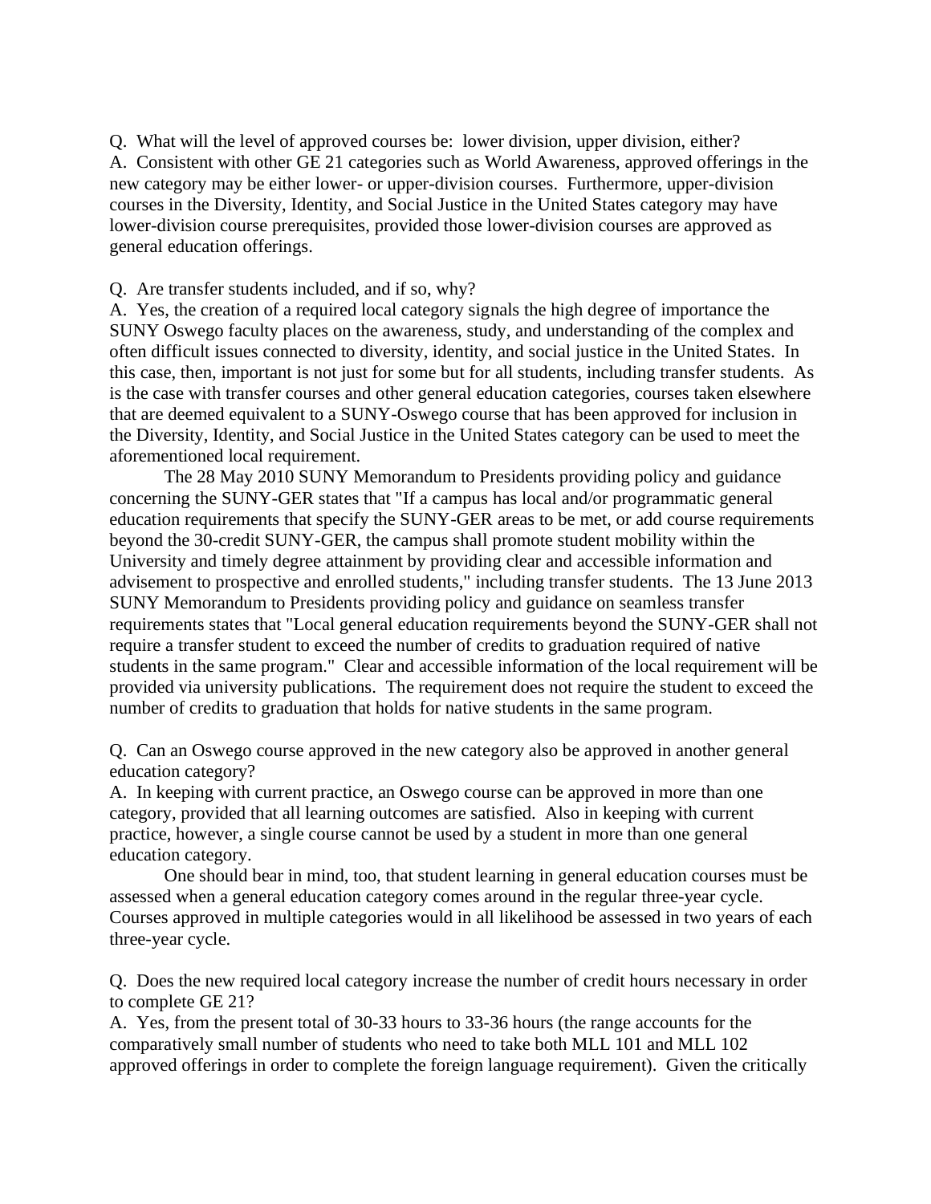Q. What will the level of approved courses be: lower division, upper division, either?
A. Consistent with other GE 21 categories such as World Awareness, approved offerings in the new category may be either lower- or upper-division courses. Furthermore, upper-division courses in the Diversity, Identity, and Social Justice in the United States category may have lower-division course prerequisites, provided those lower-division courses are approved as general education offerings.

Q. Are transfer students included, and if so, why?
A. Yes, the creation of a required local category signals the high degree of importance the SUNY Oswego faculty places on the awareness, study, and understanding of the complex and often difficult issues connected to diversity, identity, and social justice in the United States. In this case, then, important is not just for some but for all students, including transfer students. As is the case with transfer courses and other general education categories, courses taken elsewhere that are deemed equivalent to a SUNY-Oswego course that has been approved for inclusion in the Diversity, Identity, and Social Justice in the United States category can be used to meet the aforementioned local requirement.

The 28 May 2010 SUNY Memorandum to Presidents providing policy and guidance concerning the SUNY-GER states that "If a campus has local and/or programmatic general education requirements that specify the SUNY-GER areas to be met, or add course requirements beyond the 30-credit SUNY-GER, the campus shall promote student mobility within the University and timely degree attainment by providing clear and accessible information and advisement to prospective and enrolled students," including transfer students. The 13 June 2013 SUNY Memorandum to Presidents providing policy and guidance on seamless transfer requirements states that "Local general education requirements beyond the SUNY-GER shall not require a transfer student to exceed the number of credits to graduation required of native students in the same program." Clear and accessible information of the local requirement will be provided via university publications. The requirement does not require the student to exceed the number of credits to graduation that holds for native students in the same program.

Q. Can an Oswego course approved in the new category also be approved in another general education category?
A. In keeping with current practice, an Oswego course can be approved in more than one category, provided that all learning outcomes are satisfied. Also in keeping with current practice, however, a single course cannot be used by a student in more than one general education category.

One should bear in mind, too, that student learning in general education courses must be assessed when a general education category comes around in the regular three-year cycle. Courses approved in multiple categories would in all likelihood be assessed in two years of each three-year cycle.

Q. Does the new required local category increase the number of credit hours necessary in order to complete GE 21?
A. Yes, from the present total of 30-33 hours to 33-36 hours (the range accounts for the comparatively small number of students who need to take both MLL 101 and MLL 102 approved offerings in order to complete the foreign language requirement). Given the critically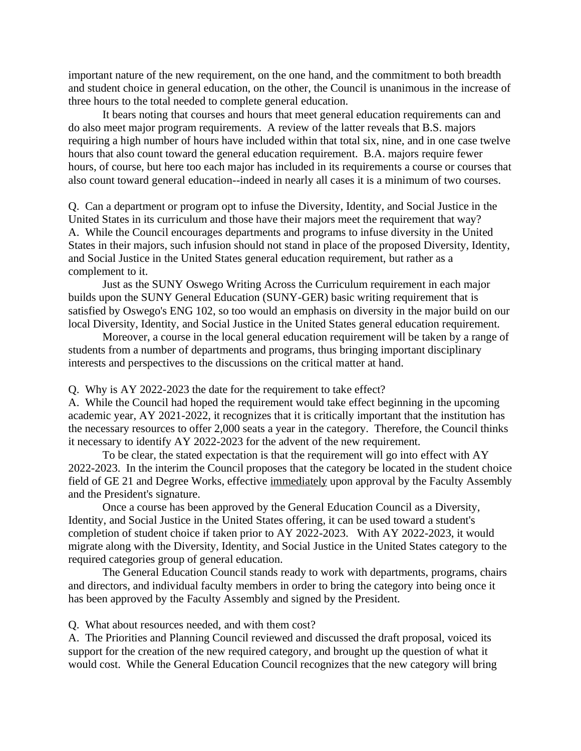important nature of the new requirement, on the one hand, and the commitment to both breadth and student choice in general education, on the other, the Council is unanimous in the increase of three hours to the total needed to complete general education.

It bears noting that courses and hours that meet general education requirements can and do also meet major program requirements. A review of the latter reveals that B.S. majors requiring a high number of hours have included within that total six, nine, and in one case twelve hours that also count toward the general education requirement. B.A. majors require fewer hours, of course, but here too each major has included in its requirements a course or courses that also count toward general education--indeed in nearly all cases it is a minimum of two courses.

Q. Can a department or program opt to infuse the Diversity, Identity, and Social Justice in the United States in its curriculum and those have their majors meet the requirement that way?
A. While the Council encourages departments and programs to infuse diversity in the United States in their majors, such infusion should not stand in place of the proposed Diversity, Identity, and Social Justice in the United States general education requirement, but rather as a complement to it.

Just as the SUNY Oswego Writing Across the Curriculum requirement in each major builds upon the SUNY General Education (SUNY-GER) basic writing requirement that is satisfied by Oswego's ENG 102, so too would an emphasis on diversity in the major build on our local Diversity, Identity, and Social Justice in the United States general education requirement.

Moreover, a course in the local general education requirement will be taken by a range of students from a number of departments and programs, thus bringing important disciplinary interests and perspectives to the discussions on the critical matter at hand.

Q. Why is AY 2022-2023 the date for the requirement to take effect?
A. While the Council had hoped the requirement would take effect beginning in the upcoming academic year, AY 2021-2022, it recognizes that it is critically important that the institution has the necessary resources to offer 2,000 seats a year in the category. Therefore, the Council thinks it necessary to identify AY 2022-2023 for the advent of the new requirement.

To be clear, the stated expectation is that the requirement will go into effect with AY 2022-2023. In the interim the Council proposes that the category be located in the student choice field of GE 21 and Degree Works, effective <u>immediately</u> upon approval by the Faculty Assembly and the President's signature.

Once a course has been approved by the General Education Council as a Diversity, Identity, and Social Justice in the United States offering, it can be used toward a student's completion of student choice if taken prior to AY 2022-2023. With AY 2022-2023, it would migrate along with the Diversity, Identity, and Social Justice in the United States category to the required categories group of general education.

The General Education Council stands ready to work with departments, programs, chairs and directors, and individual faculty members in order to bring the category into being once it has been approved by the Faculty Assembly and signed by the President.

Q. What about resources needed, and with them cost?
A. The Priorities and Planning Council reviewed and discussed the draft proposal, voiced its support for the creation of the new required category, and brought up the question of what it would cost. While the General Education Council recognizes that the new category will bring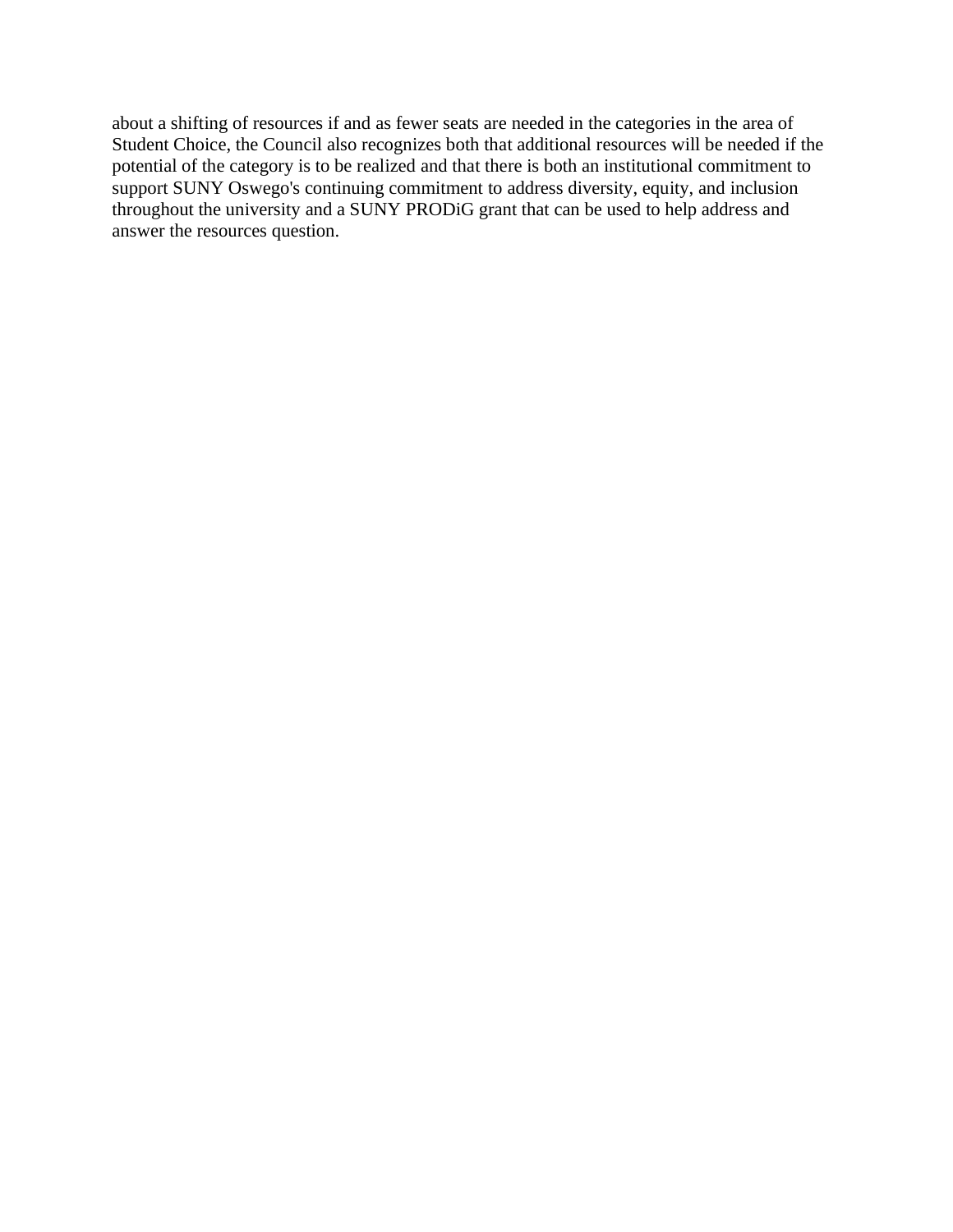about a shifting of resources if and as fewer seats are needed in the categories in the area of Student Choice, the Council also recognizes both that additional resources will be needed if the potential of the category is to be realized and that there is both an institutional commitment to support SUNY Oswego's continuing commitment to address diversity, equity, and inclusion throughout the university and a SUNY PRODiG grant that can be used to help address and answer the resources question.